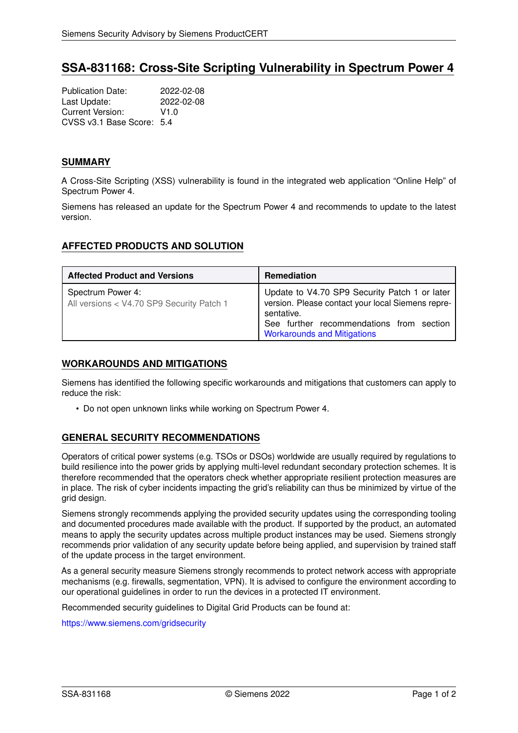# SSA-831168: Cross-Site Scripting Vulnerability in Spectrum Power 4

Publication Date: 2022-02-08
Last Update: 2022-02-08
Current Version: V1.0
CVSS v3.1 Base Score: 5.4

## SUMMARY

A Cross-Site Scripting (XSS) vulnerability is found in the integrated web application "Online Help" of Spectrum Power 4.

Siemens has released an update for the Spectrum Power 4 and recommends to update to the latest version.

## AFFECTED PRODUCTS AND SOLUTION

| Affected Product and Versions | Remediation |
|---|---|
| Spectrum Power 4:<br>All versions < V4.70 SP9 Security Patch 1 | Update to V4.70 SP9 Security Patch 1 or later version. Please contact your local Siemens representative.<br>See further recommendations from section Workarounds and Mitigations |

## WORKAROUNDS AND MITIGATIONS

Siemens has identified the following specific workarounds and mitigations that customers can apply to reduce the risk:

- Do not open unknown links while working on Spectrum Power 4.

## GENERAL SECURITY RECOMMENDATIONS

Operators of critical power systems (e.g. TSOs or DSOs) worldwide are usually required by regulations to build resilience into the power grids by applying multi-level redundant secondary protection schemes. It is therefore recommended that the operators check whether appropriate resilient protection measures are in place. The risk of cyber incidents impacting the grid's reliability can thus be minimized by virtue of the grid design.

Siemens strongly recommends applying the provided security updates using the corresponding tooling and documented procedures made available with the product. If supported by the product, an automated means to apply the security updates across multiple product instances may be used. Siemens strongly recommends prior validation of any security update before being applied, and supervision by trained staff of the update process in the target environment.

As a general security measure Siemens strongly recommends to protect network access with appropriate mechanisms (e.g. firewalls, segmentation, VPN). It is advised to configure the environment according to our operational guidelines in order to run the devices in a protected IT environment.

Recommended security guidelines to Digital Grid Products can be found at:

https://www.siemens.com/gridsecurity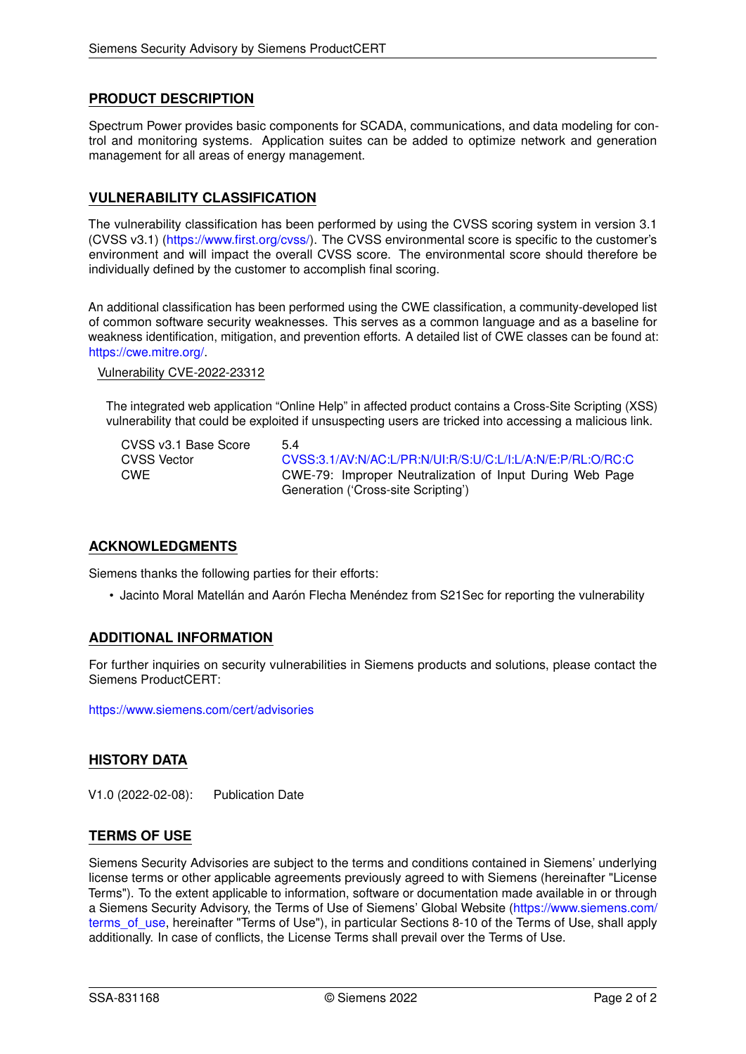## PRODUCT DESCRIPTION

Spectrum Power provides basic components for SCADA, communications, and data modeling for control and monitoring systems. Application suites can be added to optimize network and generation management for all areas of energy management.

## VULNERABILITY CLASSIFICATION

The vulnerability classification has been performed by using the CVSS scoring system in version 3.1 (CVSS v3.1) (https://www.first.org/cvss/). The CVSS environmental score is specific to the customer's environment and will impact the overall CVSS score. The environmental score should therefore be individually defined by the customer to accomplish final scoring.

An additional classification has been performed using the CWE classification, a community-developed list of common software security weaknesses. This serves as a common language and as a baseline for weakness identification, mitigation, and prevention efforts. A detailed list of CWE classes can be found at: https://cwe.mitre.org/.

### Vulnerability CVE-2022-23312

The integrated web application "Online Help" in affected product contains a Cross-Site Scripting (XSS) vulnerability that could be exploited if unsuspecting users are tricked into accessing a malicious link.

| | |
|---|---|
| CVSS v3.1 Base Score | 5.4 |
| CVSS Vector | CVSS:3.1/AV:N/AC:L/PR:N/UI:R/S:U/C:L/I:L/A:N/E:P/RL:O/RC:C |
| CWE | CWE-79: Improper Neutralization of Input During Web Page Generation ('Cross-site Scripting') |

## ACKNOWLEDGMENTS

Siemens thanks the following parties for their efforts:

- Jacinto Moral Matellán and Aarón Flecha Menéndez from S21Sec for reporting the vulnerability

## ADDITIONAL INFORMATION

For further inquiries on security vulnerabilities in Siemens products and solutions, please contact the Siemens ProductCERT:

https://www.siemens.com/cert/advisories

## HISTORY DATA

V1.0 (2022-02-08): Publication Date

## TERMS OF USE

Siemens Security Advisories are subject to the terms and conditions contained in Siemens' underlying license terms or other applicable agreements previously agreed to with Siemens (hereinafter "License Terms"). To the extent applicable to information, software or documentation made available in or through a Siemens Security Advisory, the Terms of Use of Siemens' Global Website (https://www.siemens.com/terms_of_use, hereinafter "Terms of Use"), in particular Sections 8-10 of the Terms of Use, shall apply additionally. In case of conflicts, the License Terms shall prevail over the Terms of Use.